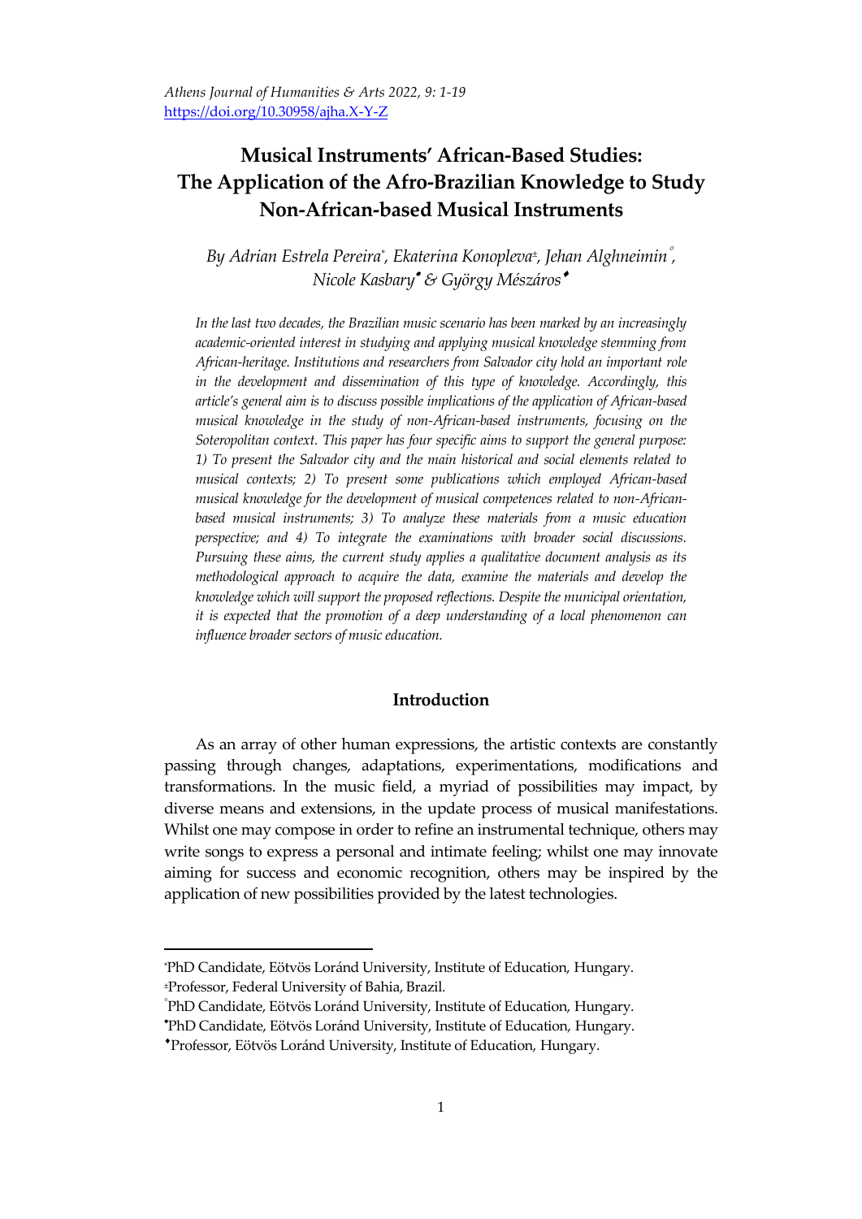# Musical Instruments' African-Based Studies: The Application of the Afro-Brazilian Knowledge to Study Non-African-based Musical Instruments

*By Adrian Estrela Pereira*[*]*, Ekaterina Konopleva*[±]*, Jehan Alghneimin*[°]*, Nicole Kasbary*[•] *& György Mészáros*[♦]

*In the last two decades, the Brazilian music scenario has been marked by an increasingly academic-oriented interest in studying and applying musical knowledge stemming from African-heritage. Institutions and researchers from Salvador city hold an important role in the development and dissemination of this type of knowledge. Accordingly, this article's general aim is to discuss possible implications of the application of African-based musical knowledge in the study of non-African-based instruments, focusing on the Soteropolitan context. This paper has four specific aims to support the general purpose: 1) To present the Salvador city and the main historical and social elements related to musical contexts; 2) To present some publications which employed African-based musical knowledge for the development of musical competences related to non-African-based musical instruments; 3) To analyze these materials from a music education perspective; and 4) To integrate the examinations with broader social discussions. Pursuing these aims, the current study applies a qualitative document analysis as its methodological approach to acquire the data, examine the materials and develop the knowledge which will support the proposed reflections. Despite the municipal orientation, it is expected that the promotion of a deep understanding of a local phenomenon can influence broader sectors of music education.*

## Introduction

As an array of other human expressions, the artistic contexts are constantly passing through changes, adaptations, experimentations, modifications and transformations. In the music field, a myriad of possibilities may impact, by diverse means and extensions, in the update process of musical manifestations. Whilst one may compose in order to refine an instrumental technique, others may write songs to express a personal and intimate feeling; whilst one may innovate aiming for success and economic recognition, others may be inspired by the application of new possibilities provided by the latest technologies.

---

[*] PhD Candidate, Eötvös Loránd University, Institute of Education, Hungary.
[±] Professor, Federal University of Bahia, Brazil.
[°] PhD Candidate, Eötvös Loránd University, Institute of Education, Hungary.
[•] PhD Candidate, Eötvös Loránd University, Institute of Education, Hungary.
[♦] Professor, Eötvös Loránd University, Institute of Education, Hungary.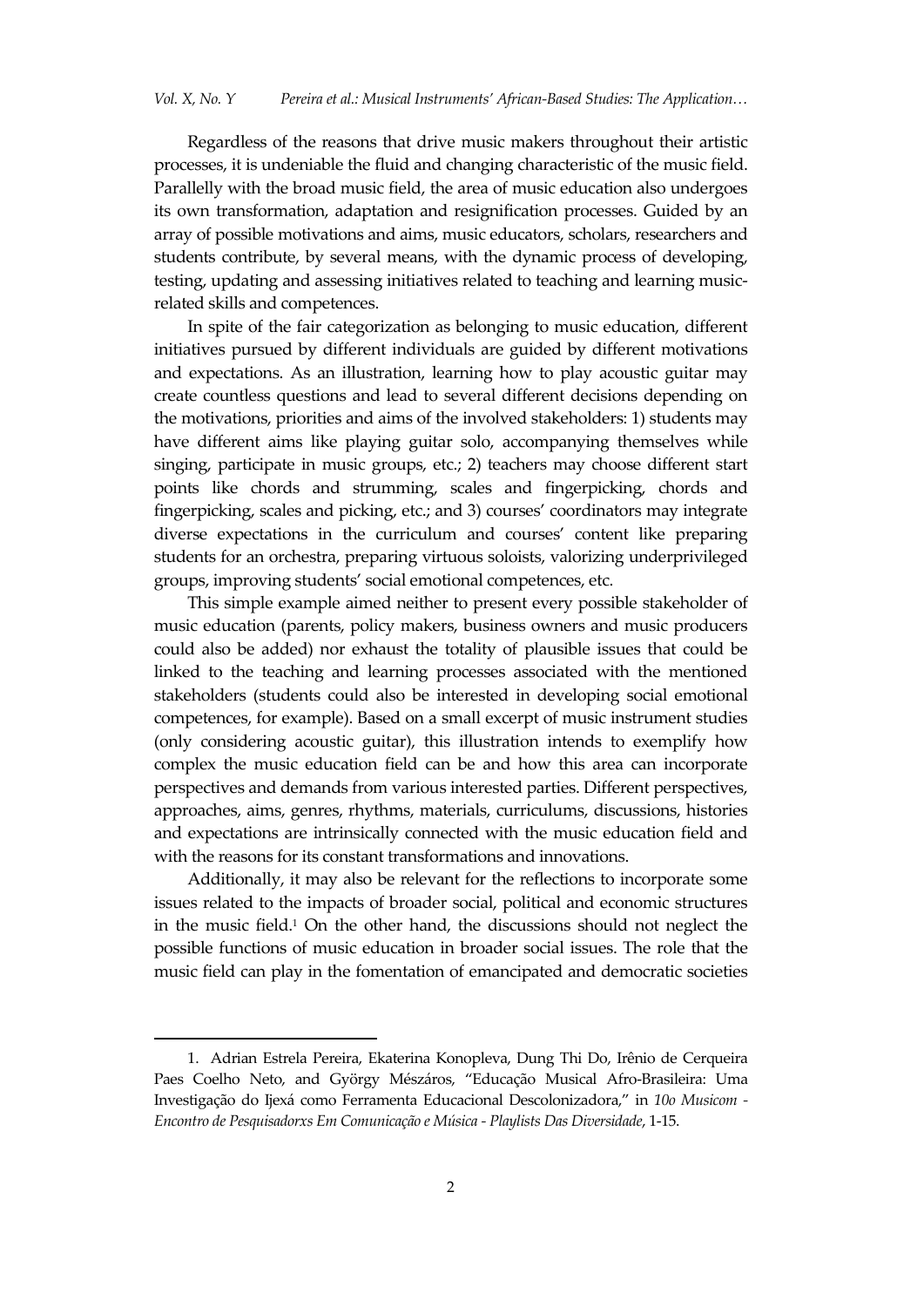Regardless of the reasons that drive music makers throughout their artistic processes, it is undeniable the fluid and changing characteristic of the music field. Parallelly with the broad music field, the area of music education also undergoes its own transformation, adaptation and resignification processes. Guided by an array of possible motivations and aims, music educators, scholars, researchers and students contribute, by several means, with the dynamic process of developing, testing, updating and assessing initiatives related to teaching and learning music-related skills and competences.

In spite of the fair categorization as belonging to music education, different initiatives pursued by different individuals are guided by different motivations and expectations. As an illustration, learning how to play acoustic guitar may create countless questions and lead to several different decisions depending on the motivations, priorities and aims of the involved stakeholders: 1) students may have different aims like playing guitar solo, accompanying themselves while singing, participate in music groups, etc.; 2) teachers may choose different start points like chords and strumming, scales and fingerpicking, chords and fingerpicking, scales and picking, etc.; and 3) courses' coordinators may integrate diverse expectations in the curriculum and courses' content like preparing students for an orchestra, preparing virtuous soloists, valorizing underprivileged groups, improving students' social emotional competences, etc.

This simple example aimed neither to present every possible stakeholder of music education (parents, policy makers, business owners and music producers could also be added) nor exhaust the totality of plausible issues that could be linked to the teaching and learning processes associated with the mentioned stakeholders (students could also be interested in developing social emotional competences, for example). Based on a small excerpt of music instrument studies (only considering acoustic guitar), this illustration intends to exemplify how complex the music education field can be and how this area can incorporate perspectives and demands from various interested parties. Different perspectives, approaches, aims, genres, rhythms, materials, curriculums, discussions, histories and expectations are intrinsically connected with the music education field and with the reasons for its constant transformations and innovations.

Additionally, it may also be relevant for the reflections to incorporate some issues related to the impacts of broader social, political and economic structures in the music field.[1] On the other hand, the discussions should not neglect the possible functions of music education in broader social issues. The role that the music field can play in the fomentation of emancipated and democratic societies

---

1. Adrian Estrela Pereira, Ekaterina Konopleva, Dung Thi Do, Irênio de Cerqueira Paes Coelho Neto, and György Mészáros, "Educação Musical Afro-Brasileira: Uma Investigação do Ijexá como Ferramenta Educacional Descolonizadora," in *10o Musicom - Encontro de Pesquisadorxs Em Comunicação e Música - Playlists Das Diversidade*, 1-15.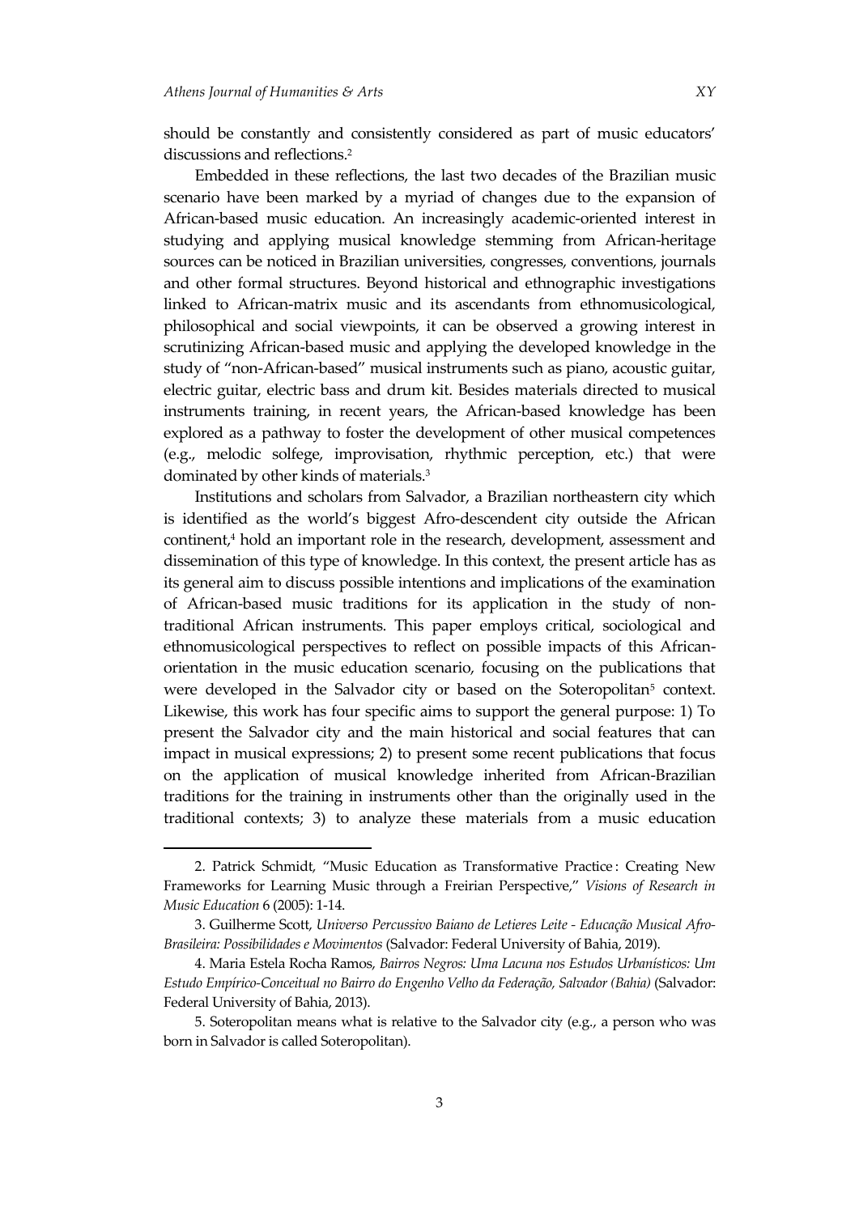should be constantly and consistently considered as part of music educators' discussions and reflections.[2]

Embedded in these reflections, the last two decades of the Brazilian music scenario have been marked by a myriad of changes due to the expansion of African-based music education. An increasingly academic-oriented interest in studying and applying musical knowledge stemming from African-heritage sources can be noticed in Brazilian universities, congresses, conventions, journals and other formal structures. Beyond historical and ethnographic investigations linked to African-matrix music and its ascendants from ethnomusicological, philosophical and social viewpoints, it can be observed a growing interest in scrutinizing African-based music and applying the developed knowledge in the study of "non-African-based" musical instruments such as piano, acoustic guitar, electric guitar, electric bass and drum kit. Besides materials directed to musical instruments training, in recent years, the African-based knowledge has been explored as a pathway to foster the development of other musical competences (e.g., melodic solfege, improvisation, rhythmic perception, etc.) that were dominated by other kinds of materials.[3]

Institutions and scholars from Salvador, a Brazilian northeastern city which is identified as the world's biggest Afro-descendent city outside the African continent,[4] hold an important role in the research, development, assessment and dissemination of this type of knowledge. In this context, the present article has as its general aim to discuss possible intentions and implications of the examination of African-based music traditions for its application in the study of non-traditional African instruments. This paper employs critical, sociological and ethnomusicological perspectives to reflect on possible impacts of this African-orientation in the music education scenario, focusing on the publications that were developed in the Salvador city or based on the Soteropolitan[5] context. Likewise, this work has four specific aims to support the general purpose: 1) To present the Salvador city and the main historical and social features that can impact in musical expressions; 2) to present some recent publications that focus on the application of musical knowledge inherited from African-Brazilian traditions for the training in instruments other than the originally used in the traditional contexts; 3) to analyze these materials from a music education

2. Patrick Schmidt, "Music Education as Transformative Practice: Creating New Frameworks for Learning Music through a Freirian Perspective," *Visions of Research in Music Education* 6 (2005): 1-14.

3. Guilherme Scott, *Universo Percussivo Baiano de Letieres Leite - Educação Musical Afro-Brasileira: Possibilidades e Movimentos* (Salvador: Federal University of Bahia, 2019).

4. Maria Estela Rocha Ramos, *Bairros Negros: Uma Lacuna nos Estudos Urbanísticos: Um Estudo Empírico-Conceitual no Bairro do Engenho Velho da Federação, Salvador (Bahia)* (Salvador: Federal University of Bahia, 2013).

5. Soteropolitan means what is relative to the Salvador city (e.g., a person who was born in Salvador is called Soteropolitan).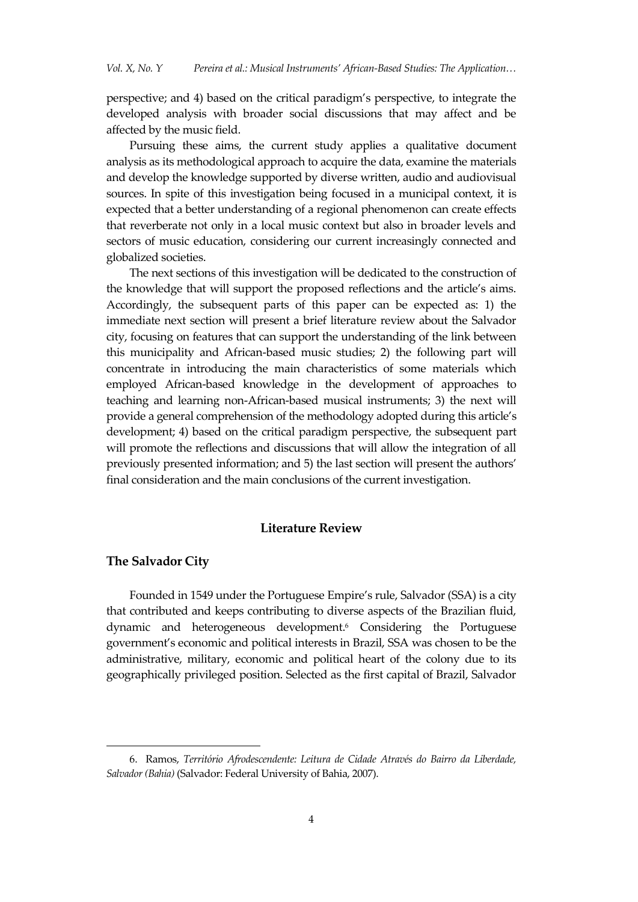perspective; and 4) based on the critical paradigm's perspective, to integrate the developed analysis with broader social discussions that may affect and be affected by the music field.

Pursuing these aims, the current study applies a qualitative document analysis as its methodological approach to acquire the data, examine the materials and develop the knowledge supported by diverse written, audio and audiovisual sources. In spite of this investigation being focused in a municipal context, it is expected that a better understanding of a regional phenomenon can create effects that reverberate not only in a local music context but also in broader levels and sectors of music education, considering our current increasingly connected and globalized societies.

The next sections of this investigation will be dedicated to the construction of the knowledge that will support the proposed reflections and the article's aims. Accordingly, the subsequent parts of this paper can be expected as: 1) the immediate next section will present a brief literature review about the Salvador city, focusing on features that can support the understanding of the link between this municipality and African-based music studies; 2) the following part will concentrate in introducing the main characteristics of some materials which employed African-based knowledge in the development of approaches to teaching and learning non-African-based musical instruments; 3) the next will provide a general comprehension of the methodology adopted during this article's development; 4) based on the critical paradigm perspective, the subsequent part will promote the reflections and discussions that will allow the integration of all previously presented information; and 5) the last section will present the authors' final consideration and the main conclusions of the current investigation.

## Literature Review

### The Salvador City

Founded in 1549 under the Portuguese Empire's rule, Salvador (SSA) is a city that contributed and keeps contributing to diverse aspects of the Brazilian fluid, dynamic and heterogeneous development.[6] Considering the Portuguese government's economic and political interests in Brazil, SSA was chosen to be the administrative, military, economic and political heart of the colony due to its geographically privileged position. Selected as the first capital of Brazil, Salvador

---

6. Ramos, *Território Afrodescendente: Leitura de Cidade Através do Bairro da Liberdade, Salvador (Bahia)* (Salvador: Federal University of Bahia, 2007).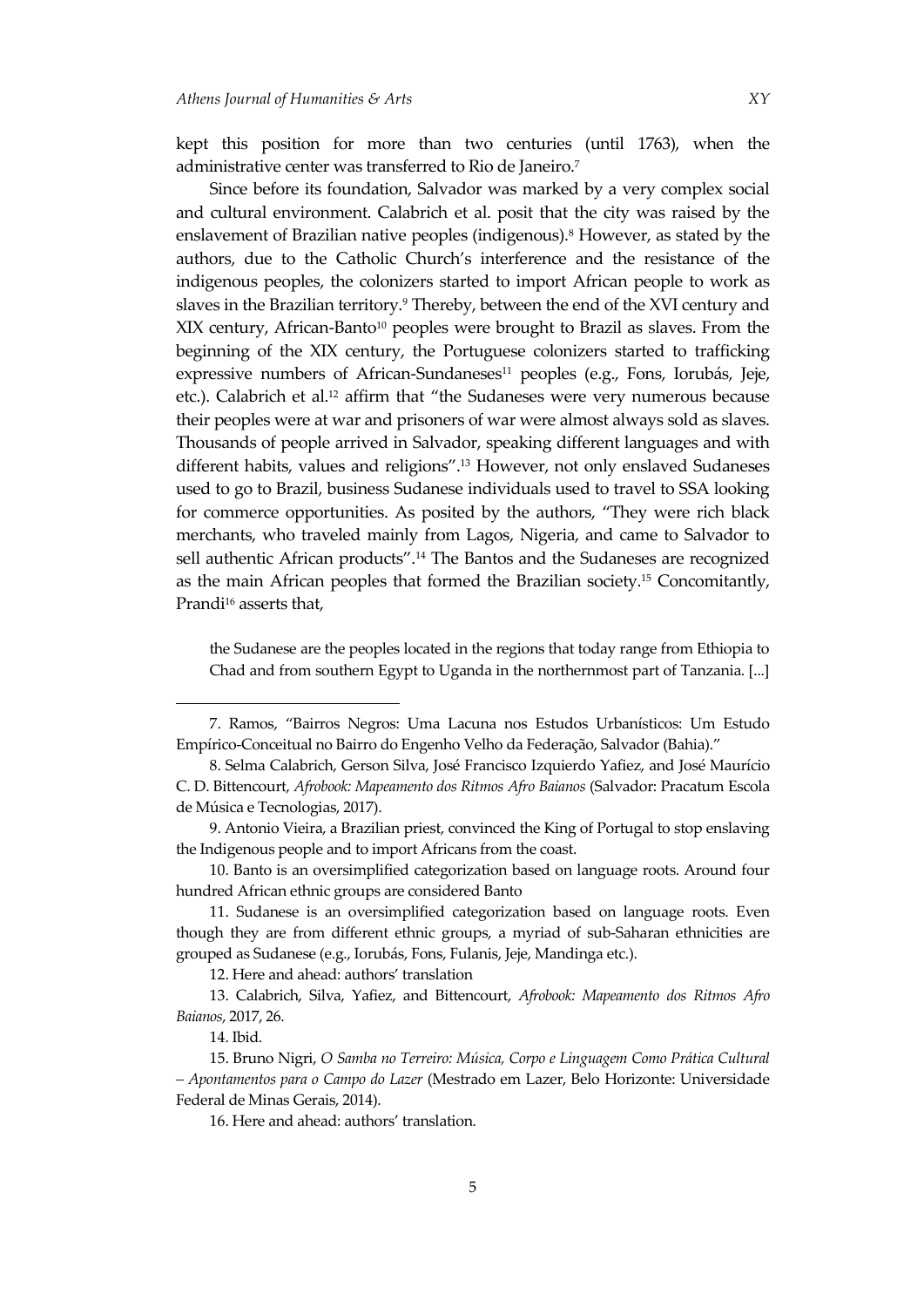kept this position for more than two centuries (until 1763), when the administrative center was transferred to Rio de Janeiro.[7]

Since before its foundation, Salvador was marked by a very complex social and cultural environment. Calabrich et al. posit that the city was raised by the enslavement of Brazilian native peoples (indigenous).[8] However, as stated by the authors, due to the Catholic Church's interference and the resistance of the indigenous peoples, the colonizers started to import African people to work as slaves in the Brazilian territory.[9] Thereby, between the end of the XVI century and XIX century, African-Banto[10] peoples were brought to Brazil as slaves. From the beginning of the XIX century, the Portuguese colonizers started to trafficking expressive numbers of African-Sundaneses[11] peoples (e.g., Fons, Iorubás, Jeje, etc.). Calabrich et al.[12] affirm that "the Sudaneses were very numerous because their peoples were at war and prisoners of war were almost always sold as slaves. Thousands of people arrived in Salvador, speaking different languages and with different habits, values and religions".[13] However, not only enslaved Sudaneses used to go to Brazil, business Sudanese individuals used to travel to SSA looking for commerce opportunities. As posited by the authors, "They were rich black merchants, who traveled mainly from Lagos, Nigeria, and came to Salvador to sell authentic African products".[14] The Bantos and the Sudaneses are recognized as the main African peoples that formed the Brazilian society.[15] Concomitantly, Prandi[16] asserts that,

> the Sudanese are the peoples located in the regions that today range from Ethiopia to Chad and from southern Egypt to Uganda in the northernmost part of Tanzania. [...]

---

7. Ramos, "Bairros Negros: Uma Lacuna nos Estudos Urbanísticos: Um Estudo Empírico-Conceitual no Bairro do Engenho Velho da Federação, Salvador (Bahia)."

8. Selma Calabrich, Gerson Silva, José Francisco Izquierdo Yafiez, and José Maurício C. D. Bittencourt, *Afrobook: Mapeamento dos Ritmos Afro Baianos* (Salvador: Pracatum Escola de Música e Tecnologias, 2017).

9. Antonio Vieira, a Brazilian priest, convinced the King of Portugal to stop enslaving the Indigenous people and to import Africans from the coast.

10. Banto is an oversimplified categorization based on language roots. Around four hundred African ethnic groups are considered Banto

11. Sudanese is an oversimplified categorization based on language roots. Even though they are from different ethnic groups, a myriad of sub-Saharan ethnicities are grouped as Sudanese (e.g., Iorubás, Fons, Fulanis, Jeje, Mandinga etc.).

12. Here and ahead: authors' translation

13. Calabrich, Silva, Yafiez, and Bittencourt, *Afrobook: Mapeamento dos Ritmos Afro Baianos*, 2017, 26.

14. Ibid.

15. Bruno Nigri, *O Samba no Terreiro: Música, Corpo e Linguagem Como Prática Cultural – Apontamentos para o Campo do Lazer* (Mestrado em Lazer, Belo Horizonte: Universidade Federal de Minas Gerais, 2014).

16. Here and ahead: authors' translation.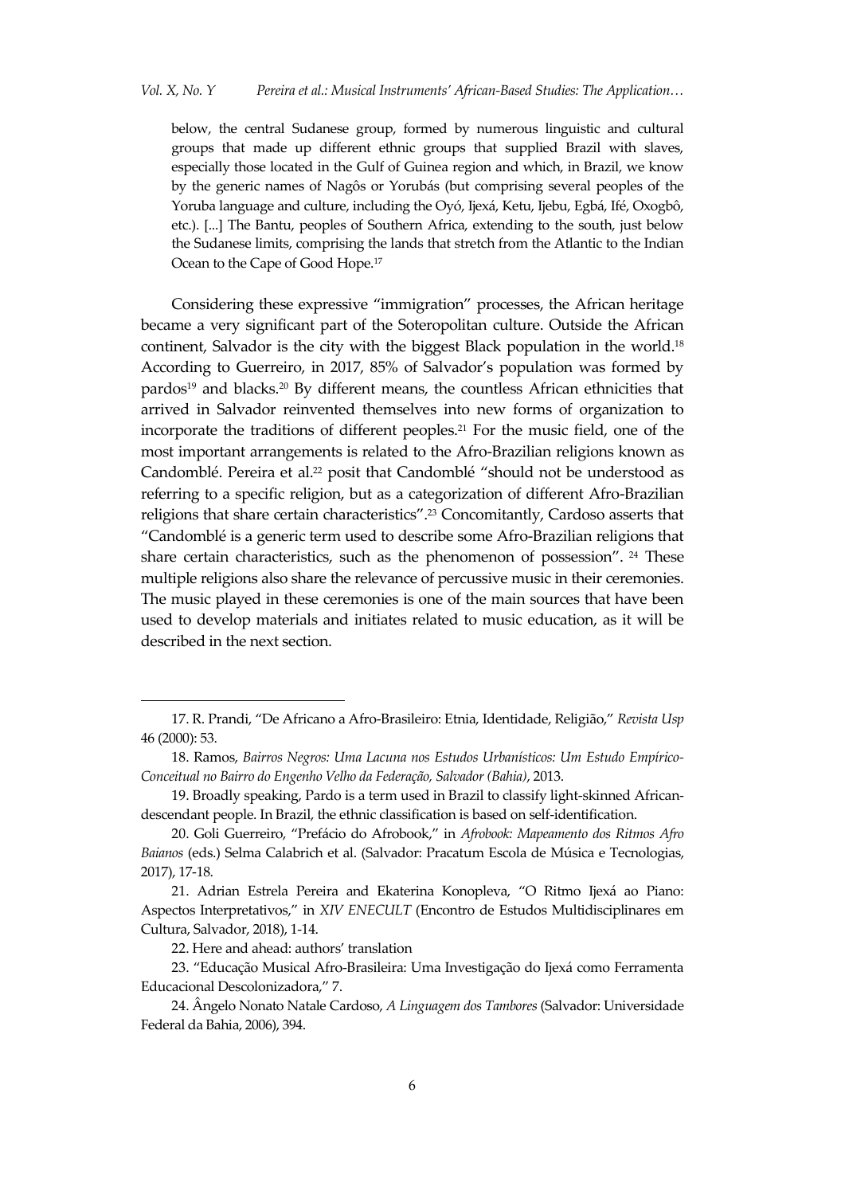> below, the central Sudanese group, formed by numerous linguistic and cultural groups that made up different ethnic groups that supplied Brazil with slaves, especially those located in the Gulf of Guinea region and which, in Brazil, we know by the generic names of Nagôs or Yorubás (but comprising several peoples of the Yoruba language and culture, including the Oyó, Ijexá, Ketu, Ijebu, Egbá, Ifé, Oxogbô, etc.). [...] The Bantu, peoples of Southern Africa, extending to the south, just below the Sudanese limits, comprising the lands that stretch from the Atlantic to the Indian Ocean to the Cape of Good Hope.[17]

Considering these expressive "immigration" processes, the African heritage became a very significant part of the Soteropolitan culture. Outside the African continent, Salvador is the city with the biggest Black population in the world.[18] According to Guerreiro, in 2017, 85% of Salvador's population was formed by pardos[19] and blacks.[20] By different means, the countless African ethnicities that arrived in Salvador reinvented themselves into new forms of organization to incorporate the traditions of different peoples.[21] For the music field, one of the most important arrangements is related to the Afro-Brazilian religions known as Candomblé. Pereira et al.[22] posit that Candomblé "should not be understood as referring to a specific religion, but as a categorization of different Afro-Brazilian religions that share certain characteristics".[23] Concomitantly, Cardoso asserts that "Candomblé is a generic term used to describe some Afro-Brazilian religions that share certain characteristics, such as the phenomenon of possession". [24] These multiple religions also share the relevance of percussive music in their ceremonies. The music played in these ceremonies is one of the main sources that have been used to develop materials and initiates related to music education, as it will be described in the next section.

---

17. R. Prandi, "De Africano a Afro-Brasileiro: Etnia, Identidade, Religião," *Revista Usp* 46 (2000): 53.

18. Ramos, *Bairros Negros: Uma Lacuna nos Estudos Urbanísticos: Um Estudo Empírico-Conceitual no Bairro do Engenho Velho da Federação, Salvador (Bahia)*, 2013.

19. Broadly speaking, Pardo is a term used in Brazil to classify light-skinned African-descendant people. In Brazil, the ethnic classification is based on self-identification.

20. Goli Guerreiro, "Prefácio do Afrobook," in *Afrobook: Mapeamento dos Ritmos Afro Baianos* (eds.) Selma Calabrich et al. (Salvador: Pracatum Escola de Música e Tecnologias, 2017), 17-18.

21. Adrian Estrela Pereira and Ekaterina Konopleva, "O Ritmo Ijexá ao Piano: Aspectos Interpretativos," in *XIV ENECULT* (Encontro de Estudos Multidisciplinares em Cultura, Salvador, 2018), 1-14.

22. Here and ahead: authors' translation

23. "Educação Musical Afro-Brasileira: Uma Investigação do Ijexá como Ferramenta Educacional Descolonizadora," 7.

24. Ângelo Nonato Natale Cardoso, *A Linguagem dos Tambores* (Salvador: Universidade Federal da Bahia, 2006), 394.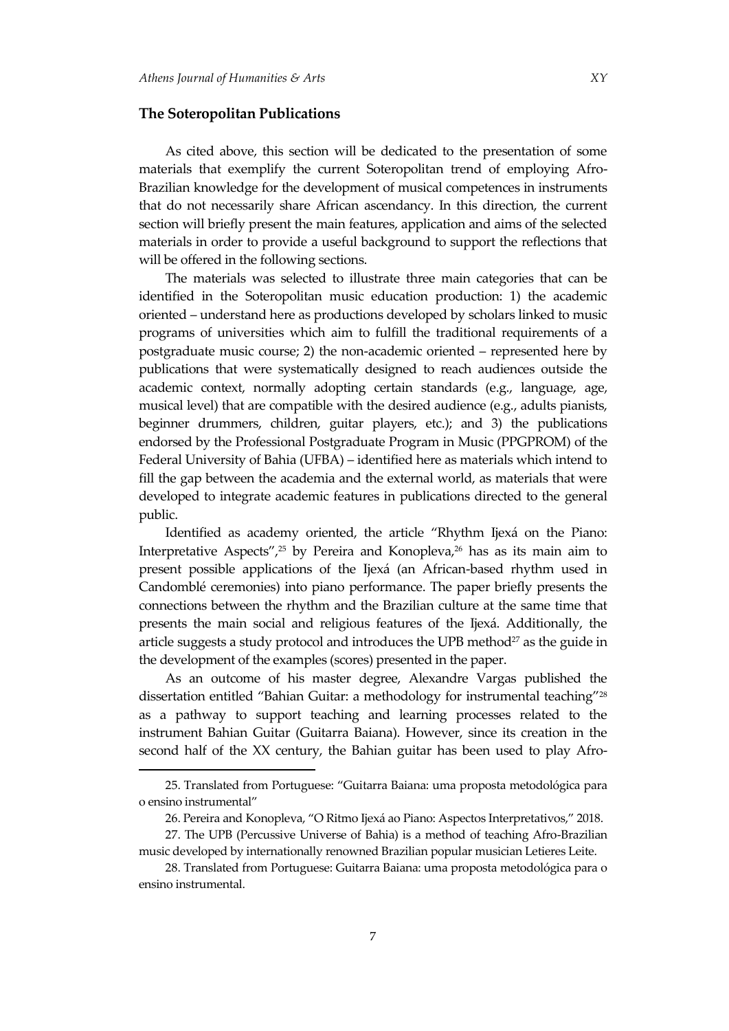## The Soteropolitan Publications

As cited above, this section will be dedicated to the presentation of some materials that exemplify the current Soteropolitan trend of employing Afro-Brazilian knowledge for the development of musical competences in instruments that do not necessarily share African ascendancy. In this direction, the current section will briefly present the main features, application and aims of the selected materials in order to provide a useful background to support the reflections that will be offered in the following sections.

The materials was selected to illustrate three main categories that can be identified in the Soteropolitan music education production: 1) the academic oriented – understand here as productions developed by scholars linked to music programs of universities which aim to fulfill the traditional requirements of a postgraduate music course; 2) the non-academic oriented – represented here by publications that were systematically designed to reach audiences outside the academic context, normally adopting certain standards (e.g., language, age, musical level) that are compatible with the desired audience (e.g., adults pianists, beginner drummers, children, guitar players, etc.); and 3) the publications endorsed by the Professional Postgraduate Program in Music (PPGPROM) of the Federal University of Bahia (UFBA) – identified here as materials which intend to fill the gap between the academia and the external world, as materials that were developed to integrate academic features in publications directed to the general public.

Identified as academy oriented, the article "Rhythm Ijexá on the Piano: Interpretative Aspects",[25] by Pereira and Konopleva,[26] has as its main aim to present possible applications of the Ijexá (an African-based rhythm used in Candomblé ceremonies) into piano performance. The paper briefly presents the connections between the rhythm and the Brazilian culture at the same time that presents the main social and religious features of the Ijexá. Additionally, the article suggests a study protocol and introduces the UPB method[27] as the guide in the development of the examples (scores) presented in the paper.

As an outcome of his master degree, Alexandre Vargas published the dissertation entitled "Bahian Guitar: a methodology for instrumental teaching"[28] as a pathway to support teaching and learning processes related to the instrument Bahian Guitar (Guitarra Baiana). However, since its creation in the second half of the XX century, the Bahian guitar has been used to play Afro-

---

25. Translated from Portuguese: "Guitarra Baiana: uma proposta metodológica para o ensino instrumental"

26. Pereira and Konopleva, "O Ritmo Ijexá ao Piano: Aspectos Interpretativos," 2018.

27. The UPB (Percussive Universe of Bahia) is a method of teaching Afro-Brazilian music developed by internationally renowned Brazilian popular musician Letieres Leite.

28. Translated from Portuguese: Guitarra Baiana: uma proposta metodológica para o ensino instrumental.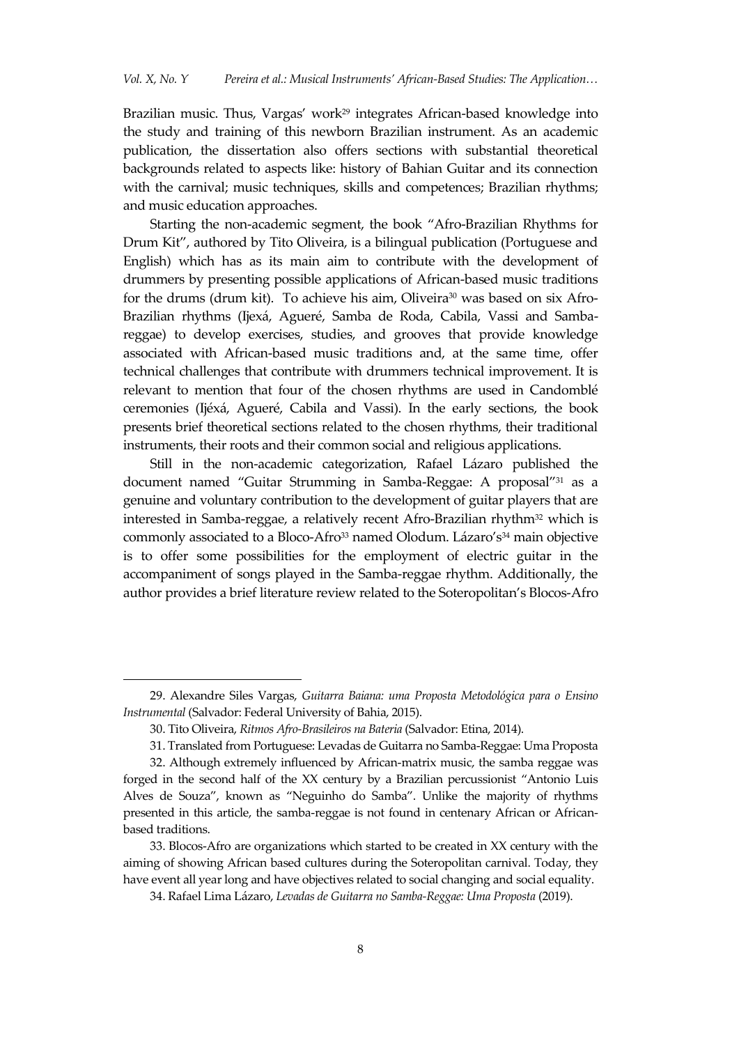Brazilian music. Thus, Vargas' work[29] integrates African-based knowledge into the study and training of this newborn Brazilian instrument. As an academic publication, the dissertation also offers sections with substantial theoretical backgrounds related to aspects like: history of Bahian Guitar and its connection with the carnival; music techniques, skills and competences; Brazilian rhythms; and music education approaches.

Starting the non-academic segment, the book "Afro-Brazilian Rhythms for Drum Kit", authored by Tito Oliveira, is a bilingual publication (Portuguese and English) which has as its main aim to contribute with the development of drummers by presenting possible applications of African-based music traditions for the drums (drum kit). To achieve his aim, Oliveira[30] was based on six Afro-Brazilian rhythms (Ijexá, Agueré, Samba de Roda, Cabila, Vassi and Samba-reggae) to develop exercises, studies, and grooves that provide knowledge associated with African-based music traditions and, at the same time, offer technical challenges that contribute with drummers technical improvement. It is relevant to mention that four of the chosen rhythms are used in Candomblé ceremonies (Ijéxá, Agueré, Cabila and Vassi). In the early sections, the book presents brief theoretical sections related to the chosen rhythms, their traditional instruments, their roots and their common social and religious applications.

Still in the non-academic categorization, Rafael Lázaro published the document named "Guitar Strumming in Samba-Reggae: A proposal"[31] as a genuine and voluntary contribution to the development of guitar players that are interested in Samba-reggae, a relatively recent Afro-Brazilian rhythm[32] which is commonly associated to a Bloco-Afro[33] named Olodum. Lázaro's[34] main objective is to offer some possibilities for the employment of electric guitar in the accompaniment of songs played in the Samba-reggae rhythm. Additionally, the author provides a brief literature review related to the Soteropolitan's Blocos-Afro

---

29. Alexandre Siles Vargas, *Guitarra Baiana: uma Proposta Metodológica para o Ensino Instrumental* (Salvador: Federal University of Bahia, 2015).

30. Tito Oliveira, *Ritmos Afro-Brasileiros na Bateria* (Salvador: Etina, 2014).

31. Translated from Portuguese: Levadas de Guitarra no Samba-Reggae: Uma Proposta

32. Although extremely influenced by African-matrix music, the samba reggae was forged in the second half of the XX century by a Brazilian percussionist "Antonio Luis Alves de Souza", known as "Neguinho do Samba". Unlike the majority of rhythms presented in this article, the samba-reggae is not found in centenary African or African-based traditions.

33. Blocos-Afro are organizations which started to be created in XX century with the aiming of showing African based cultures during the Soteropolitan carnival. Today, they have event all year long and have objectives related to social changing and social equality.

34. Rafael Lima Lázaro, *Levadas de Guitarra no Samba-Reggae: Uma Proposta* (2019).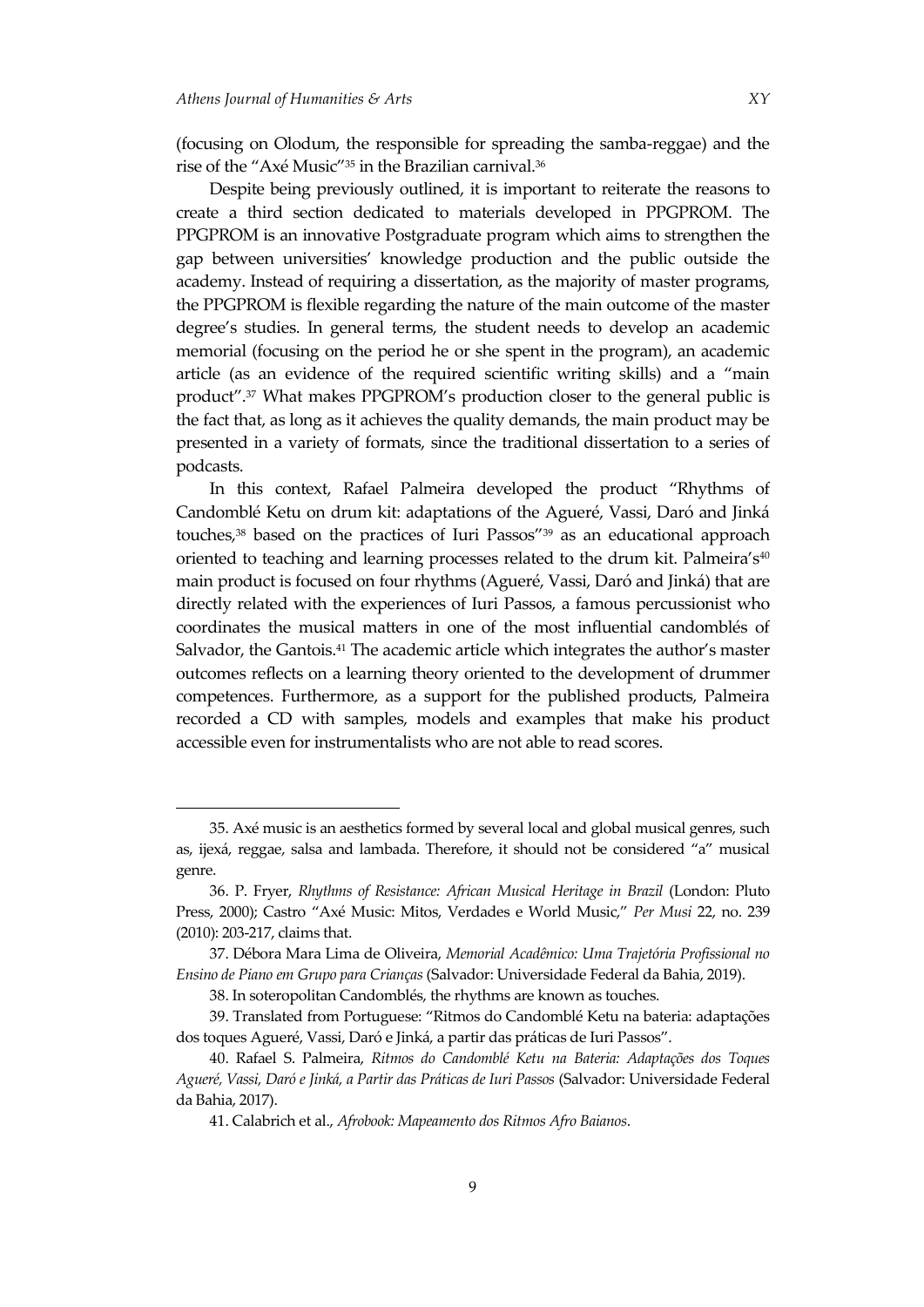(focusing on Olodum, the responsible for spreading the samba-reggae) and the rise of the "Axé Music"[35] in the Brazilian carnival.[36]

Despite being previously outlined, it is important to reiterate the reasons to create a third section dedicated to materials developed in PPGPROM. The PPGPROM is an innovative Postgraduate program which aims to strengthen the gap between universities' knowledge production and the public outside the academy. Instead of requiring a dissertation, as the majority of master programs, the PPGPROM is flexible regarding the nature of the main outcome of the master degree's studies. In general terms, the student needs to develop an academic memorial (focusing on the period he or she spent in the program), an academic article (as an evidence of the required scientific writing skills) and a "main product".[37] What makes PPGPROM's production closer to the general public is the fact that, as long as it achieves the quality demands, the main product may be presented in a variety of formats, since the traditional dissertation to a series of podcasts.

In this context, Rafael Palmeira developed the product "Rhythms of Candomblé Ketu on drum kit: adaptations of the Agueré, Vassi, Daró and Jinká touches,[38] based on the practices of Iuri Passos"[39] as an educational approach oriented to teaching and learning processes related to the drum kit. Palmeira's[40] main product is focused on four rhythms (Agueré, Vassi, Daró and Jinká) that are directly related with the experiences of Iuri Passos, a famous percussionist who coordinates the musical matters in one of the most influential candomblés of Salvador, the Gantois.[41] The academic article which integrates the author's master outcomes reflects on a learning theory oriented to the development of drummer competences. Furthermore, as a support for the published products, Palmeira recorded a CD with samples, models and examples that make his product accessible even for instrumentalists who are not able to read scores.

---

35. Axé music is an aesthetics formed by several local and global musical genres, such as, ijexá, reggae, salsa and lambada. Therefore, it should not be considered "a" musical genre.

36. P. Fryer, *Rhythms of Resistance: African Musical Heritage in Brazil* (London: Pluto Press, 2000); Castro "Axé Music: Mitos, Verdades e World Music," *Per Musi* 22, no. 239 (2010): 203-217, claims that.

37. Débora Mara Lima de Oliveira, *Memorial Acadêmico: Uma Trajetória Profissional no Ensino de Piano em Grupo para Crianças* (Salvador: Universidade Federal da Bahia, 2019).

38. In soteropolitan Candomblés, the rhythms are known as touches.

39. Translated from Portuguese: "Ritmos do Candomblé Ketu na bateria: adaptações dos toques Agueré, Vassi, Daró e Jinká, a partir das práticas de Iuri Passos".

40. Rafael S. Palmeira, *Ritmos do Candomblé Ketu na Bateria: Adaptações dos Toques Agueré, Vassi, Daró e Jinká, a Partir das Práticas de Iuri Passos* (Salvador: Universidade Federal da Bahia, 2017).

41. Calabrich et al., *Afrobook: Mapeamento dos Ritmos Afro Baianos*.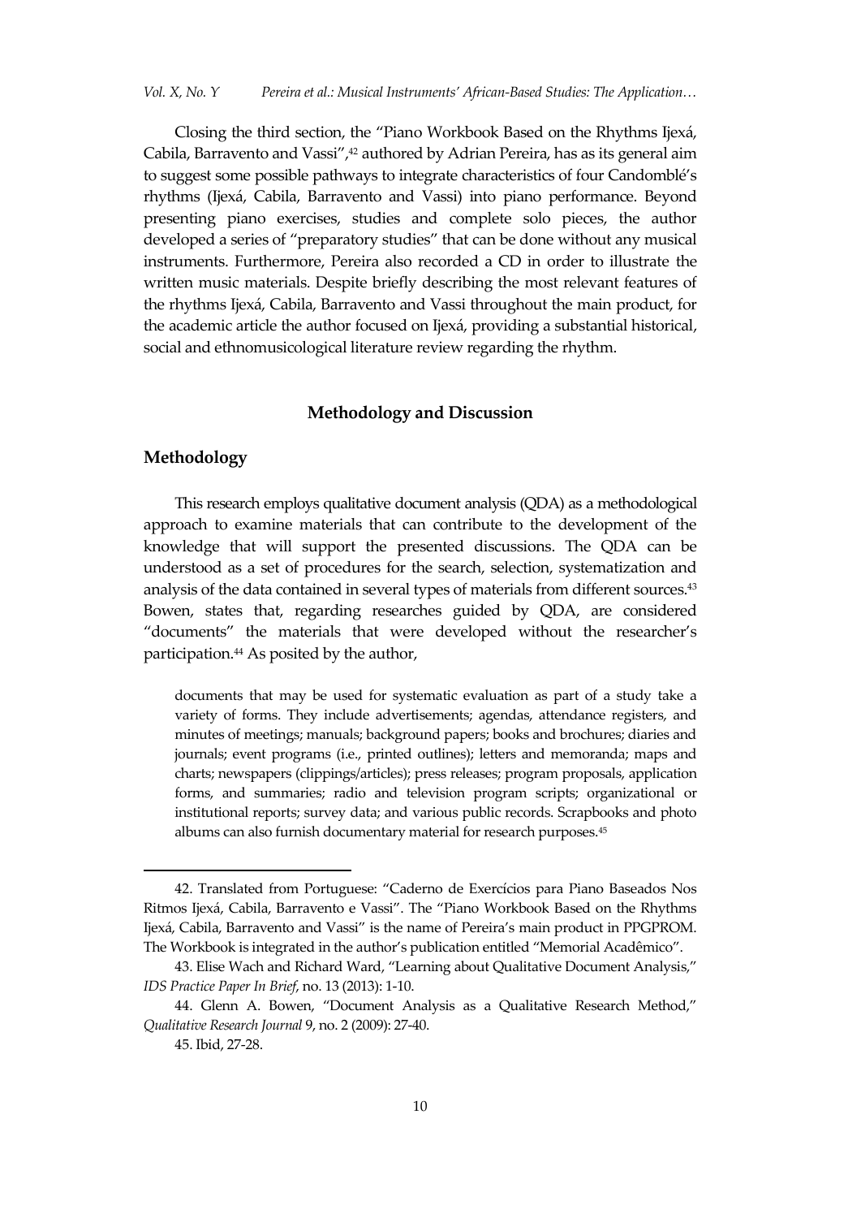Closing the third section, the "Piano Workbook Based on the Rhythms Ijexá, Cabila, Barravento and Vassi",[42] authored by Adrian Pereira, has as its general aim to suggest some possible pathways to integrate characteristics of four Candomblé's rhythms (Ijexá, Cabila, Barravento and Vassi) into piano performance. Beyond presenting piano exercises, studies and complete solo pieces, the author developed a series of "preparatory studies" that can be done without any musical instruments. Furthermore, Pereira also recorded a CD in order to illustrate the written music materials. Despite briefly describing the most relevant features of the rhythms Ijexá, Cabila, Barravento and Vassi throughout the main product, for the academic article the author focused on Ijexá, providing a substantial historical, social and ethnomusicological literature review regarding the rhythm.

## Methodology and Discussion

### Methodology

This research employs qualitative document analysis (QDA) as a methodological approach to examine materials that can contribute to the development of the knowledge that will support the presented discussions. The QDA can be understood as a set of procedures for the search, selection, systematization and analysis of the data contained in several types of materials from different sources.[43] Bowen, states that, regarding researches guided by QDA, are considered "documents" the materials that were developed without the researcher's participation.[44] As posited by the author,

> documents that may be used for systematic evaluation as part of a study take a variety of forms. They include advertisements; agendas, attendance registers, and minutes of meetings; manuals; background papers; books and brochures; diaries and journals; event programs (i.e., printed outlines); letters and memoranda; maps and charts; newspapers (clippings/articles); press releases; program proposals, application forms, and summaries; radio and television program scripts; organizational or institutional reports; survey data; and various public records. Scrapbooks and photo albums can also furnish documentary material for research purposes.[45]

---

42. Translated from Portuguese: "Caderno de Exercícios para Piano Baseados Nos Ritmos Ijexá, Cabila, Barravento e Vassi". The "Piano Workbook Based on the Rhythms Ijexá, Cabila, Barravento and Vassi" is the name of Pereira's main product in PPGPROM. The Workbook is integrated in the author's publication entitled "Memorial Acadêmico".

43. Elise Wach and Richard Ward, "Learning about Qualitative Document Analysis," *IDS Practice Paper In Brief*, no. 13 (2013): 1-10.

44. Glenn A. Bowen, "Document Analysis as a Qualitative Research Method," *Qualitative Research Journal* 9, no. 2 (2009): 27-40.

45. Ibid, 27-28.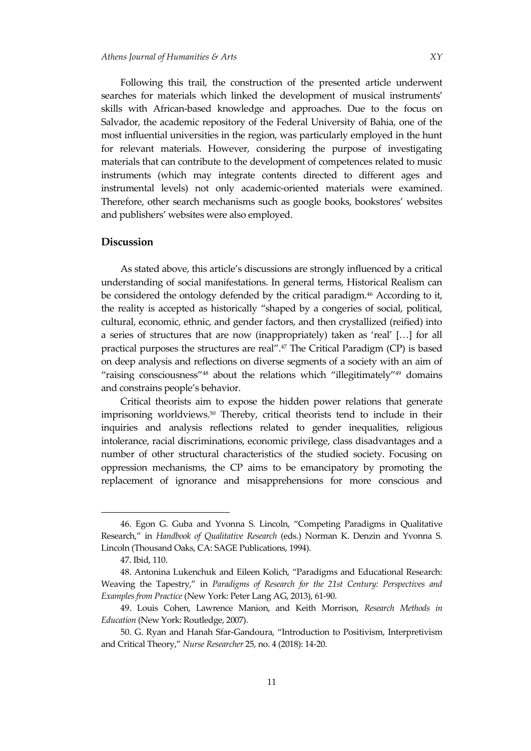Following this trail, the construction of the presented article underwent searches for materials which linked the development of musical instruments' skills with African-based knowledge and approaches. Due to the focus on Salvador, the academic repository of the Federal University of Bahia, one of the most influential universities in the region, was particularly employed in the hunt for relevant materials. However, considering the purpose of investigating materials that can contribute to the development of competences related to music instruments (which may integrate contents directed to different ages and instrumental levels) not only academic-oriented materials were examined. Therefore, other search mechanisms such as google books, bookstores' websites and publishers' websites were also employed.

## Discussion

As stated above, this article's discussions are strongly influenced by a critical understanding of social manifestations. In general terms, Historical Realism can be considered the ontology defended by the critical paradigm.[46] According to it, the reality is accepted as historically "shaped by a congeries of social, political, cultural, economic, ethnic, and gender factors, and then crystallized (reified) into a series of structures that are now (inappropriately) taken as 'real' […] for all practical purposes the structures are real".[47] The Critical Paradigm (CP) is based on deep analysis and reflections on diverse segments of a society with an aim of "raising consciousness"[48] about the relations which "illegitimately"[49] domains and constrains people's behavior.

Critical theorists aim to expose the hidden power relations that generate imprisoning worldviews.[50] Thereby, critical theorists tend to include in their inquiries and analysis reflections related to gender inequalities, religious intolerance, racial discriminations, economic privilege, class disadvantages and a number of other structural characteristics of the studied society. Focusing on oppression mechanisms, the CP aims to be emancipatory by promoting the replacement of ignorance and misapprehensions for more conscious and

---

46. Egon G. Guba and Yvonna S. Lincoln, "Competing Paradigms in Qualitative Research," in *Handbook of Qualitative Research* (eds.) Norman K. Denzin and Yvonna S. Lincoln (Thousand Oaks, CA: SAGE Publications, 1994).

47. Ibid, 110.

48. Antonina Lukenchuk and Eileen Kolich, "Paradigms and Educational Research: Weaving the Tapestry," in *Paradigms of Research for the 21st Century: Perspectives and Examples from Practice* (New York: Peter Lang AG, 2013), 61-90.

49. Louis Cohen, Lawrence Manion, and Keith Morrison, *Research Methods in Education* (New York: Routledge, 2007).

50. G. Ryan and Hanah Sfar-Gandoura, "Introduction to Positivism, Interpretivism and Critical Theory," *Nurse Researcher* 25, no. 4 (2018): 14-20.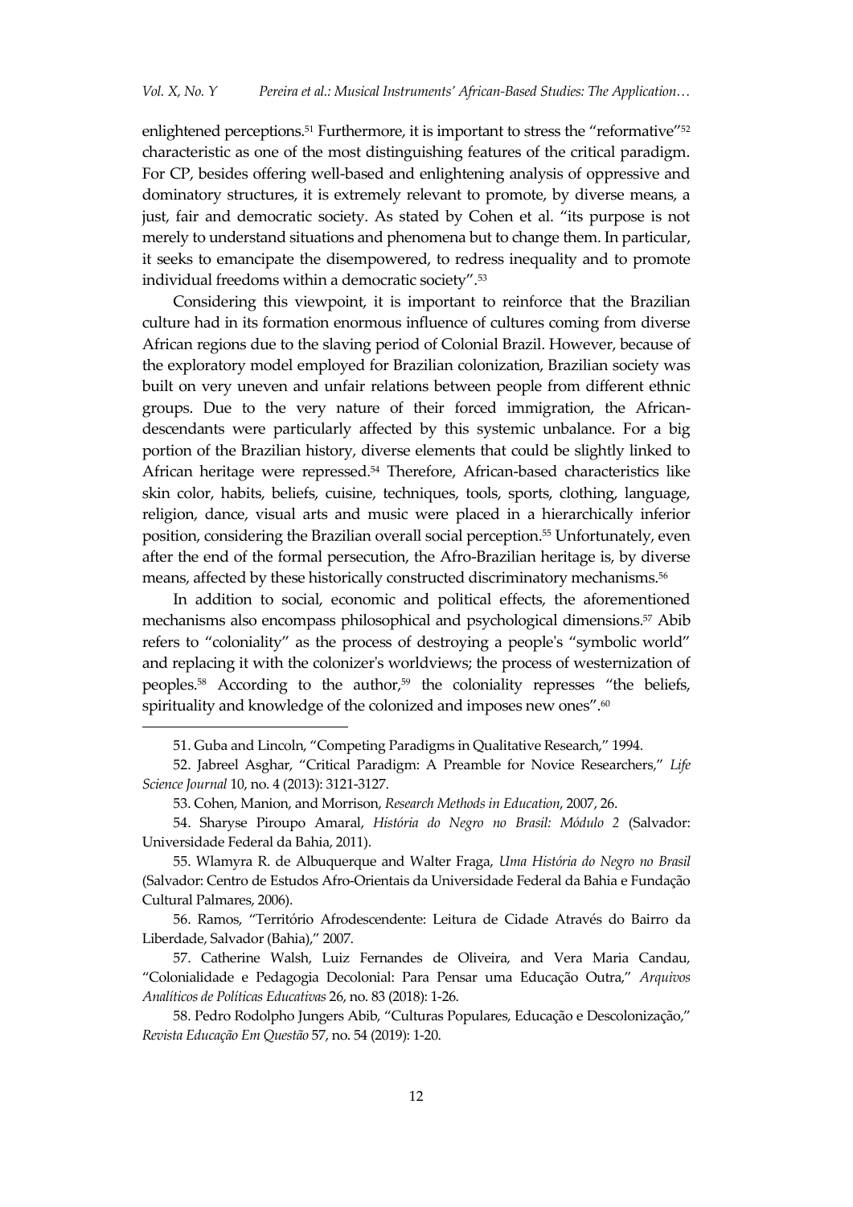enlightened perceptions.[51] Furthermore, it is important to stress the "reformative"[52] characteristic as one of the most distinguishing features of the critical paradigm. For CP, besides offering well-based and enlightening analysis of oppressive and dominatory structures, it is extremely relevant to promote, by diverse means, a just, fair and democratic society. As stated by Cohen et al. "its purpose is not merely to understand situations and phenomena but to change them. In particular, it seeks to emancipate the disempowered, to redress inequality and to promote individual freedoms within a democratic society".[53]

Considering this viewpoint, it is important to reinforce that the Brazilian culture had in its formation enormous influence of cultures coming from diverse African regions due to the slaving period of Colonial Brazil. However, because of the exploratory model employed for Brazilian colonization, Brazilian society was built on very uneven and unfair relations between people from different ethnic groups. Due to the very nature of their forced immigration, the African-descendants were particularly affected by this systemic unbalance. For a big portion of the Brazilian history, diverse elements that could be slightly linked to African heritage were repressed.[54] Therefore, African-based characteristics like skin color, habits, beliefs, cuisine, techniques, tools, sports, clothing, language, religion, dance, visual arts and music were placed in a hierarchically inferior position, considering the Brazilian overall social perception.[55] Unfortunately, even after the end of the formal persecution, the Afro-Brazilian heritage is, by diverse means, affected by these historically constructed discriminatory mechanisms.[56]

In addition to social, economic and political effects, the aforementioned mechanisms also encompass philosophical and psychological dimensions.[57] Abib refers to "coloniality" as the process of destroying a people's "symbolic world" and replacing it with the colonizer's worldviews; the process of westernization of peoples.[58] According to the author,[59] the coloniality represses "the beliefs, spirituality and knowledge of the colonized and imposes new ones".[60]

---

51. Guba and Lincoln, "Competing Paradigms in Qualitative Research," 1994.

52. Jabreel Asghar, "Critical Paradigm: A Preamble for Novice Researchers," *Life Science Journal* 10, no. 4 (2013): 3121-3127.

53. Cohen, Manion, and Morrison, *Research Methods in Education*, 2007, 26.

54. Sharyse Piroupo Amaral, *História do Negro no Brasil: Módulo 2* (Salvador: Universidade Federal da Bahia, 2011).

55. Wlamyra R. de Albuquerque and Walter Fraga, *Uma História do Negro no Brasil* (Salvador: Centro de Estudos Afro-Orientais da Universidade Federal da Bahia e Fundação Cultural Palmares, 2006).

56. Ramos, "Território Afrodescendente: Leitura de Cidade Através do Bairro da Liberdade, Salvador (Bahia)," 2007.

57. Catherine Walsh, Luiz Fernandes de Oliveira, and Vera Maria Candau, "Colonialidade e Pedagogia Decolonial: Para Pensar uma Educação Outra," *Arquivos Analíticos de Políticas Educativas* 26, no. 83 (2018): 1-26.

58. Pedro Rodolpho Jungers Abib, "Culturas Populares, Educação e Descolonização," *Revista Educação Em Questão* 57, no. 54 (2019): 1-20.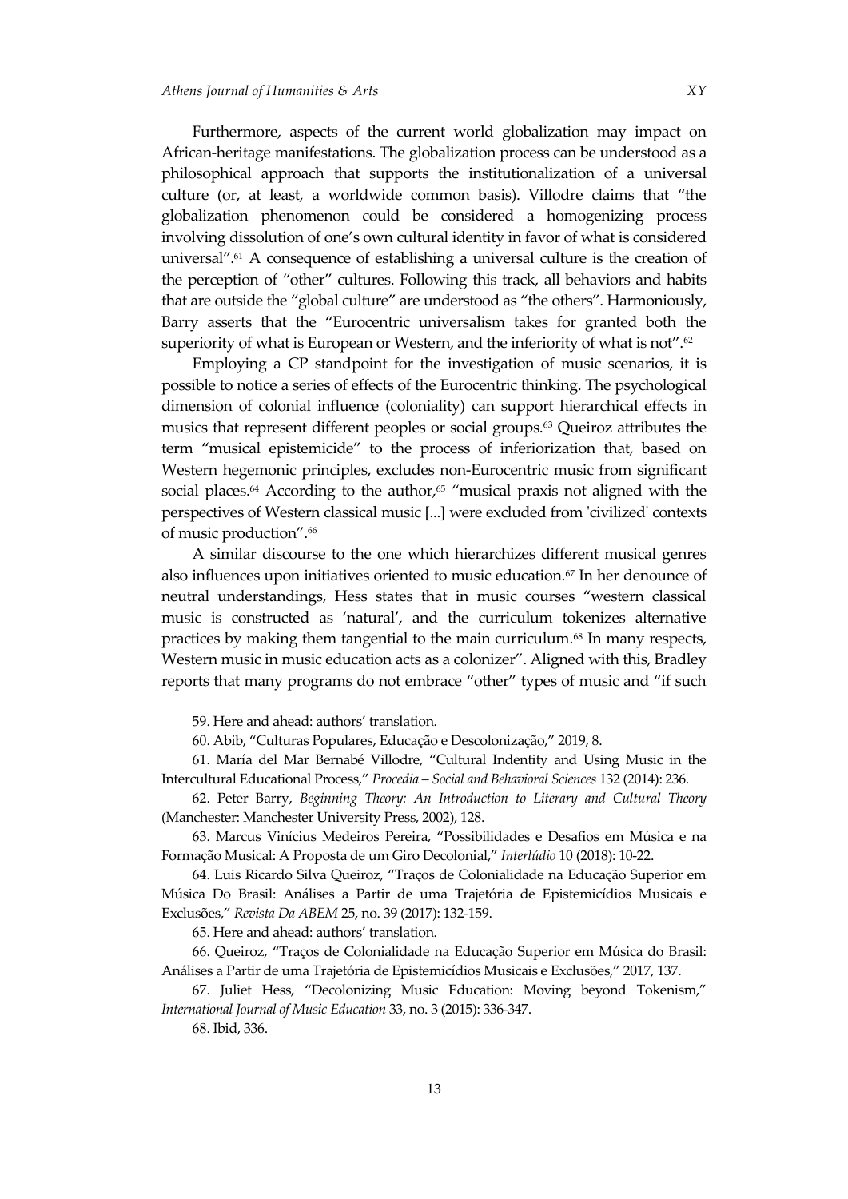Furthermore, aspects of the current world globalization may impact on African-heritage manifestations. The globalization process can be understood as a philosophical approach that supports the institutionalization of a universal culture (or, at least, a worldwide common basis). Villodre claims that "the globalization phenomenon could be considered a homogenizing process involving dissolution of one's own cultural identity in favor of what is considered universal".[61] A consequence of establishing a universal culture is the creation of the perception of "other" cultures. Following this track, all behaviors and habits that are outside the "global culture" are understood as "the others". Harmoniously, Barry asserts that the "Eurocentric universalism takes for granted both the superiority of what is European or Western, and the inferiority of what is not".[62]

Employing a CP standpoint for the investigation of music scenarios, it is possible to notice a series of effects of the Eurocentric thinking. The psychological dimension of colonial influence (coloniality) can support hierarchical effects in musics that represent different peoples or social groups.[63] Queiroz attributes the term "musical epistemicide" to the process of inferiorization that, based on Western hegemonic principles, excludes non-Eurocentric music from significant social places.[64] According to the author,[65] "musical praxis not aligned with the perspectives of Western classical music [...] were excluded from 'civilized' contexts of music production".[66]

A similar discourse to the one which hierarchizes different musical genres also influences upon initiatives oriented to music education.[67] In her denounce of neutral understandings, Hess states that in music courses "western classical music is constructed as 'natural', and the curriculum tokenizes alternative practices by making them tangential to the main curriculum.[68] In many respects, Western music in music education acts as a colonizer". Aligned with this, Bradley reports that many programs do not embrace "other" types of music and "if such

---

59. Here and ahead: authors' translation.

60. Abib, "Culturas Populares, Educação e Descolonização," 2019, 8.

61. María del Mar Bernabé Villodre, "Cultural Indentity and Using Music in the Intercultural Educational Process," *Procedia – Social and Behavioral Sciences* 132 (2014): 236.

62. Peter Barry, *Beginning Theory: An Introduction to Literary and Cultural Theory* (Manchester: Manchester University Press, 2002), 128.

63. Marcus Vinícius Medeiros Pereira, "Possibilidades e Desafios em Música e na Formação Musical: A Proposta de um Giro Decolonial," *Interlúdio* 10 (2018): 10-22.

64. Luis Ricardo Silva Queiroz, "Traços de Colonialidade na Educação Superior em Música Do Brasil: Análises a Partir de uma Trajetória de Epistemicídios Musicais e Exclusões," *Revista Da ABEM* 25, no. 39 (2017): 132-159.

65. Here and ahead: authors' translation.

66. Queiroz, "Traços de Colonialidade na Educação Superior em Música do Brasil: Análises a Partir de uma Trajetória de Epistemicídios Musicais e Exclusões," 2017, 137.

67. Juliet Hess, "Decolonizing Music Education: Moving beyond Tokenism," *International Journal of Music Education* 33, no. 3 (2015): 336-347.

68. Ibid, 336.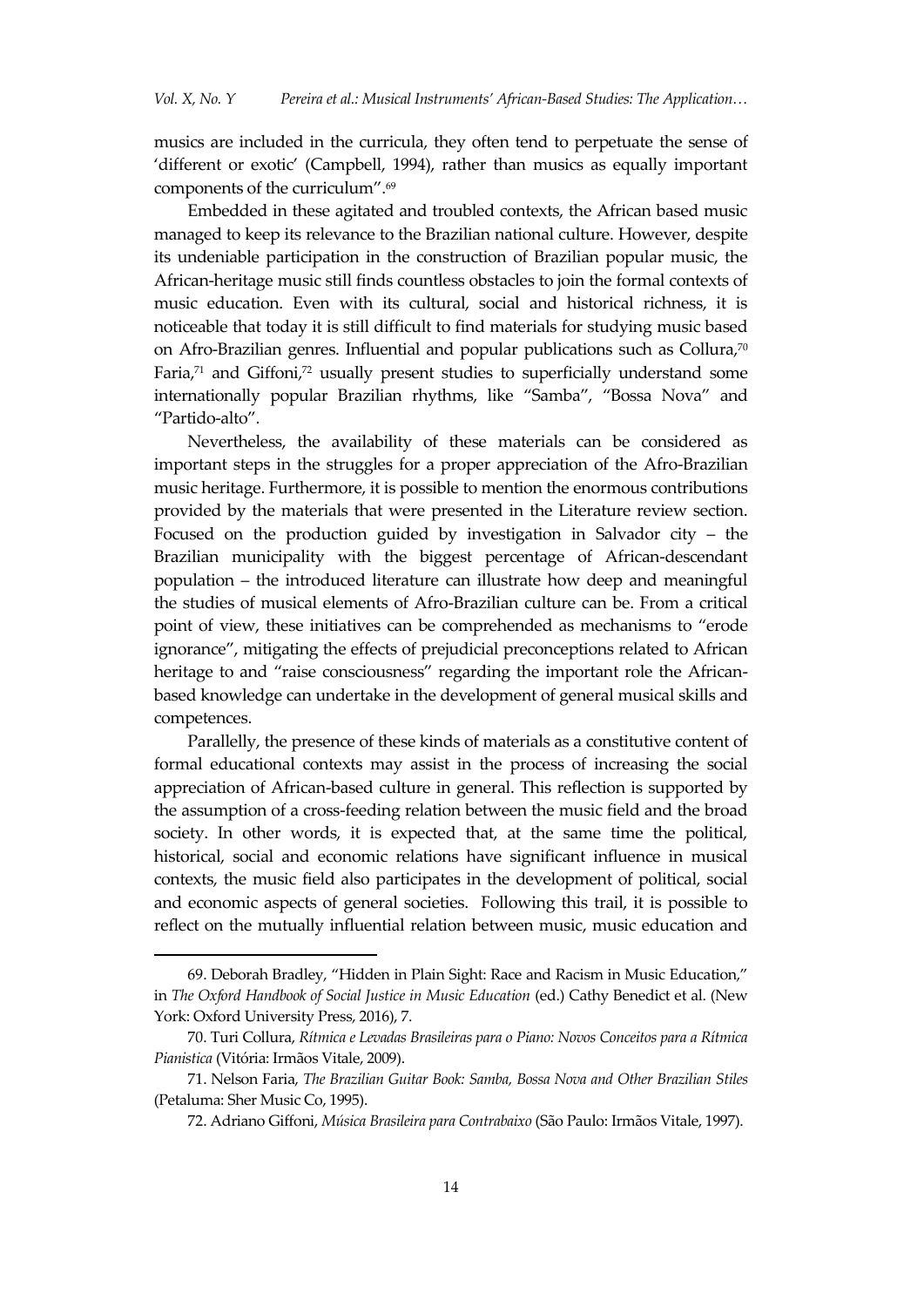musics are included in the curricula, they often tend to perpetuate the sense of 'different or exotic' (Campbell, 1994), rather than musics as equally important components of the curriculum".[69]

Embedded in these agitated and troubled contexts, the African based music managed to keep its relevance to the Brazilian national culture. However, despite its undeniable participation in the construction of Brazilian popular music, the African-heritage music still finds countless obstacles to join the formal contexts of music education. Even with its cultural, social and historical richness, it is noticeable that today it is still difficult to find materials for studying music based on Afro-Brazilian genres. Influential and popular publications such as Collura,[70] Faria,[71] and Giffoni,[72] usually present studies to superficially understand some internationally popular Brazilian rhythms, like "Samba", "Bossa Nova" and "Partido-alto".

Nevertheless, the availability of these materials can be considered as important steps in the struggles for a proper appreciation of the Afro-Brazilian music heritage. Furthermore, it is possible to mention the enormous contributions provided by the materials that were presented in the Literature review section. Focused on the production guided by investigation in Salvador city – the Brazilian municipality with the biggest percentage of African-descendant population – the introduced literature can illustrate how deep and meaningful the studies of musical elements of Afro-Brazilian culture can be. From a critical point of view, these initiatives can be comprehended as mechanisms to "erode ignorance", mitigating the effects of prejudicial preconceptions related to African heritage to and "raise consciousness" regarding the important role the African-based knowledge can undertake in the development of general musical skills and competences.

Parallelly, the presence of these kinds of materials as a constitutive content of formal educational contexts may assist in the process of increasing the social appreciation of African-based culture in general. This reflection is supported by the assumption of a cross-feeding relation between the music field and the broad society. In other words, it is expected that, at the same time the political, historical, social and economic relations have significant influence in musical contexts, the music field also participates in the development of political, social and economic aspects of general societies. Following this trail, it is possible to reflect on the mutually influential relation between music, music education and

69. Deborah Bradley, "Hidden in Plain Sight: Race and Racism in Music Education," in *The Oxford Handbook of Social Justice in Music Education* (ed.) Cathy Benedict et al. (New York: Oxford University Press, 2016), 7.

70. Turi Collura, *Rítmica e Levadas Brasileiras para o Piano: Novos Conceitos para a Rítmica Pianística* (Vitória: Irmãos Vitale, 2009).

71. Nelson Faria, *The Brazilian Guitar Book: Samba, Bossa Nova and Other Brazilian Stiles* (Petaluma: Sher Music Co, 1995).

72. Adriano Giffoni, *Música Brasileira para Contrabaixo* (São Paulo: Irmãos Vitale, 1997).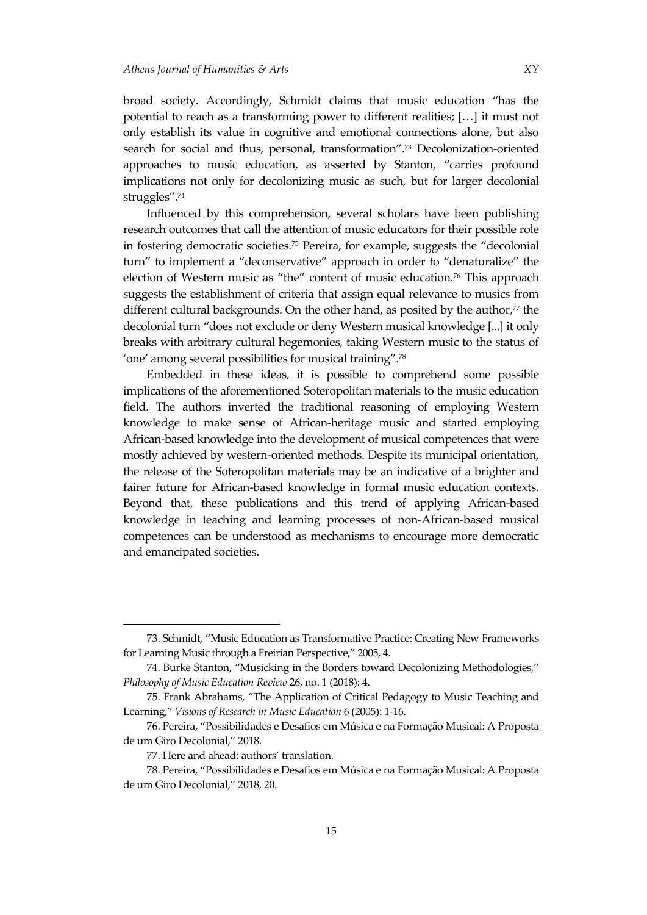broad society. Accordingly, Schmidt claims that music education "has the potential to reach as a transforming power to different realities; […] it must not only establish its value in cognitive and emotional connections alone, but also search for social and thus, personal, transformation".[73] Decolonization-oriented approaches to music education, as asserted by Stanton, "carries profound implications not only for decolonizing music as such, but for larger decolonial struggles".[74]

Influenced by this comprehension, several scholars have been publishing research outcomes that call the attention of music educators for their possible role in fostering democratic societies.[75] Pereira, for example, suggests the "decolonial turn" to implement a "deconservative" approach in order to "denaturalize" the election of Western music as "the" content of music education.[76] This approach suggests the establishment of criteria that assign equal relevance to musics from different cultural backgrounds. On the other hand, as posited by the author,[77] the decolonial turn "does not exclude or deny Western musical knowledge [...] it only breaks with arbitrary cultural hegemonies, taking Western music to the status of 'one' among several possibilities for musical training".[78]

Embedded in these ideas, it is possible to comprehend some possible implications of the aforementioned Soteropolitan materials to the music education field. The authors inverted the traditional reasoning of employing Western knowledge to make sense of African-heritage music and started employing African-based knowledge into the development of musical competences that were mostly achieved by western-oriented methods. Despite its municipal orientation, the release of the Soteropolitan materials may be an indicative of a brighter and fairer future for African-based knowledge in formal music education contexts. Beyond that, these publications and this trend of applying African-based knowledge in teaching and learning processes of non-African-based musical competences can be understood as mechanisms to encourage more democratic and emancipated societies.

---

73. Schmidt, "Music Education as Transformative Practice: Creating New Frameworks for Learning Music through a Freirian Perspective," 2005, 4.

74. Burke Stanton, "Musicking in the Borders toward Decolonizing Methodologies," *Philosophy of Music Education Review* 26, no. 1 (2018): 4.

75. Frank Abrahams, "The Application of Critical Pedagogy to Music Teaching and Learning," *Visions of Research in Music Education* 6 (2005): 1-16.

76. Pereira, "Possibilidades e Desafios em Música e na Formação Musical: A Proposta de um Giro Decolonial," 2018.

77. Here and ahead: authors' translation.

78. Pereira, "Possibilidades e Desafios em Música e na Formação Musical: A Proposta de um Giro Decolonial," 2018, 20.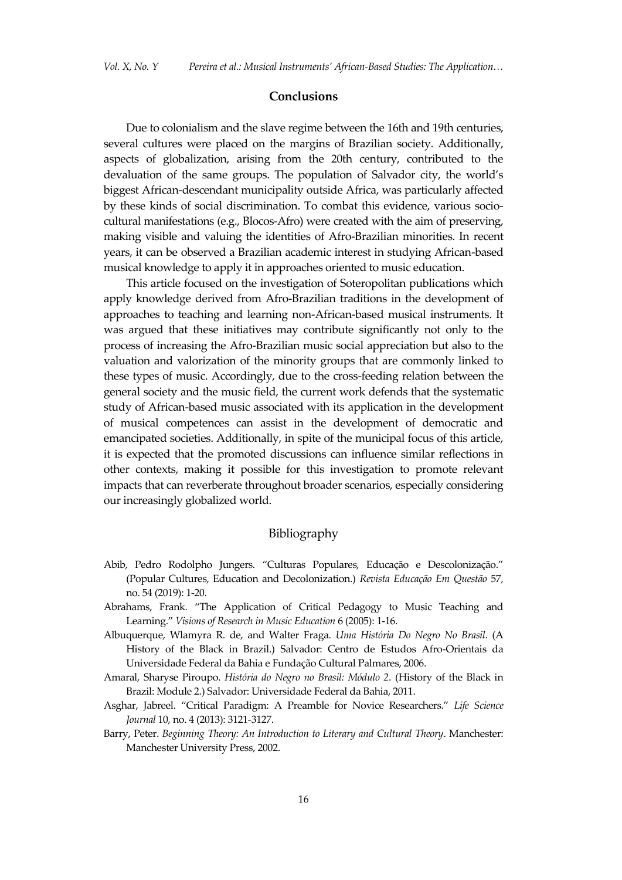## Conclusions

Due to colonialism and the slave regime between the 16th and 19th centuries, several cultures were placed on the margins of Brazilian society. Additionally, aspects of globalization, arising from the 20th century, contributed to the devaluation of the same groups. The population of Salvador city, the world's biggest African-descendant municipality outside Africa, was particularly affected by these kinds of social discrimination. To combat this evidence, various socio-cultural manifestations (e.g., Blocos-Afro) were created with the aim of preserving, making visible and valuing the identities of Afro-Brazilian minorities. In recent years, it can be observed a Brazilian academic interest in studying African-based musical knowledge to apply it in approaches oriented to music education.

This article focused on the investigation of Soteropolitan publications which apply knowledge derived from Afro-Brazilian traditions in the development of approaches to teaching and learning non-African-based musical instruments. It was argued that these initiatives may contribute significantly not only to the process of increasing the Afro-Brazilian music social appreciation but also to the valuation and valorization of the minority groups that are commonly linked to these types of music. Accordingly, due to the cross-feeding relation between the general society and the music field, the current work defends that the systematic study of African-based music associated with its application in the development of musical competences can assist in the development of democratic and emancipated societies. Additionally, in spite of the municipal focus of this article, it is expected that the promoted discussions can influence similar reflections in other contexts, making it possible for this investigation to promote relevant impacts that can reverberate throughout broader scenarios, especially considering our increasingly globalized world.

## Bibliography

Abib, Pedro Rodolpho Jungers. "Culturas Populares, Educação e Descolonização." (Popular Cultures, Education and Decolonization.) *Revista Educação Em Questão* 57, no. 54 (2019): 1-20.

Abrahams, Frank. "The Application of Critical Pedagogy to Music Teaching and Learning." *Visions of Research in Music Education* 6 (2005): 1-16.

Albuquerque, Wlamyra R. de, and Walter Fraga. *Uma História Do Negro No Brasil*. (A History of the Black in Brazil.) Salvador: Centro de Estudos Afro-Orientais da Universidade Federal da Bahia e Fundação Cultural Palmares, 2006.

Amaral, Sharyse Piroupo. *História do Negro no Brasil: Módulo 2*. (History of the Black in Brazil: Module 2.) Salvador: Universidade Federal da Bahia, 2011.

Asghar, Jabreel. "Critical Paradigm: A Preamble for Novice Researchers." *Life Science Journal* 10, no. 4 (2013): 3121-3127.

Barry, Peter. *Beginning Theory: An Introduction to Literary and Cultural Theory*. Manchester: Manchester University Press, 2002.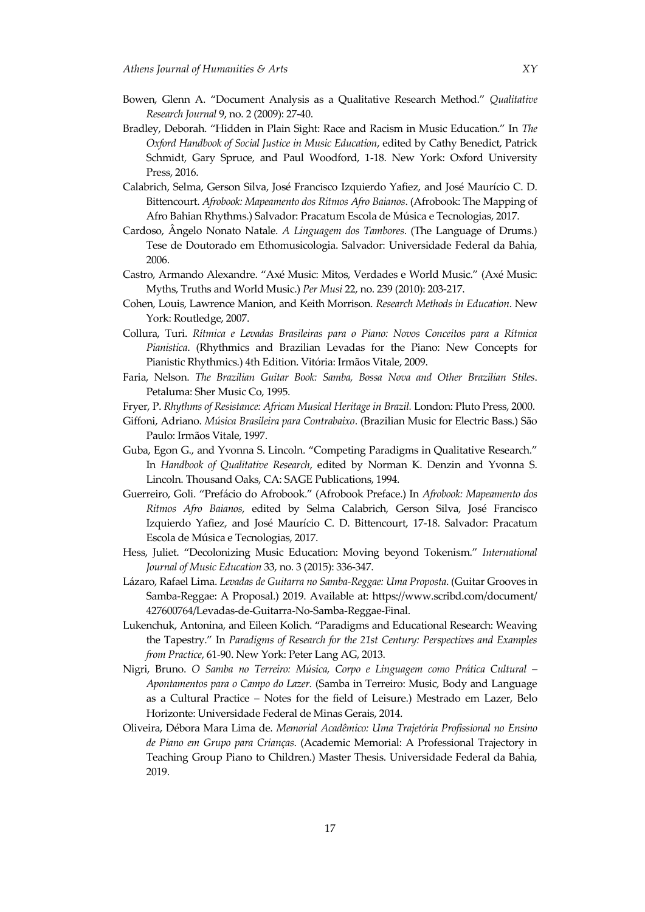Bowen, Glenn A. "Document Analysis as a Qualitative Research Method." *Qualitative Research Journal* 9, no. 2 (2009): 27-40.

Bradley, Deborah. "Hidden in Plain Sight: Race and Racism in Music Education." In *The Oxford Handbook of Social Justice in Music Education*, edited by Cathy Benedict, Patrick Schmidt, Gary Spruce, and Paul Woodford, 1-18. New York: Oxford University Press, 2016.

Calabrich, Selma, Gerson Silva, José Francisco Izquierdo Yafiez, and José Maurício C. D. Bittencourt. *Afrobook: Mapeamento dos Ritmos Afro Baianos*. (Afrobook: The Mapping of Afro Bahian Rhythms.) Salvador: Pracatum Escola de Música e Tecnologias, 2017.

Cardoso, Ângelo Nonato Natale. *A Linguagem dos Tambores*. (The Language of Drums.) Tese de Doutorado em Ethomusicologia. Salvador: Universidade Federal da Bahia, 2006.

Castro, Armando Alexandre. "Axé Music: Mitos, Verdades e World Music." (Axé Music: Myths, Truths and World Music.) *Per Musi* 22, no. 239 (2010): 203-217.

Cohen, Louis, Lawrence Manion, and Keith Morrison. *Research Methods in Education*. New York: Routledge, 2007.

Collura, Turi. *Rítmica e Levadas Brasileiras para o Piano: Novos Conceitos para a Rítmica Pianistica*. (Rhythmics and Brazilian Levadas for the Piano: New Concepts for Pianistic Rhythmics.) 4th Edition. Vitória: Irmãos Vitale, 2009.

Faria, Nelson. *The Brazilian Guitar Book: Samba, Bossa Nova and Other Brazilian Stiles*. Petaluma: Sher Music Co, 1995.

Fryer, P. *Rhythms of Resistance: African Musical Heritage in Brazil.* London: Pluto Press, 2000.

Giffoni, Adriano. *Música Brasileira para Contrabaixo*. (Brazilian Music for Electric Bass.) São Paulo: Irmãos Vitale, 1997.

Guba, Egon G., and Yvonna S. Lincoln. "Competing Paradigms in Qualitative Research." In *Handbook of Qualitative Research*, edited by Norman K. Denzin and Yvonna S. Lincoln. Thousand Oaks, CA: SAGE Publications, 1994.

Guerreiro, Goli. "Prefácio do Afrobook." (Afrobook Preface.) In *Afrobook: Mapeamento dos Ritmos Afro Baianos*, edited by Selma Calabrich, Gerson Silva, José Francisco Izquierdo Yafiez, and José Maurício C. D. Bittencourt, 17-18. Salvador: Pracatum Escola de Música e Tecnologias, 2017.

Hess, Juliet. "Decolonizing Music Education: Moving beyond Tokenism." *International Journal of Music Education* 33, no. 3 (2015): 336-347.

Lázaro, Rafael Lima. *Levadas de Guitarra no Samba-Reggae: Uma Proposta*. (Guitar Grooves in Samba-Reggae: A Proposal.) 2019. Available at: https://www.scribd.com/document/427600764/Levadas-de-Guitarra-No-Samba-Reggae-Final.

Lukenchuk, Antonina, and Eileen Kolich. "Paradigms and Educational Research: Weaving the Tapestry." In *Paradigms of Research for the 21st Century: Perspectives and Examples from Practice*, 61-90. New York: Peter Lang AG, 2013.

Nigri, Bruno. *O Samba no Terreiro: Música, Corpo e Linguagem como Prática Cultural – Apontamentos para o Campo do Lazer.* (Samba in Terreiro: Music, Body and Language as a Cultural Practice – Notes for the field of Leisure.) Mestrado em Lazer, Belo Horizonte: Universidade Federal de Minas Gerais, 2014.

Oliveira, Débora Mara Lima de. *Memorial Acadêmico: Uma Trajetória Profissional no Ensino de Piano em Grupo para Crianças*. (Academic Memorial: A Professional Trajectory in Teaching Group Piano to Children.) Master Thesis. Universidade Federal da Bahia, 2019.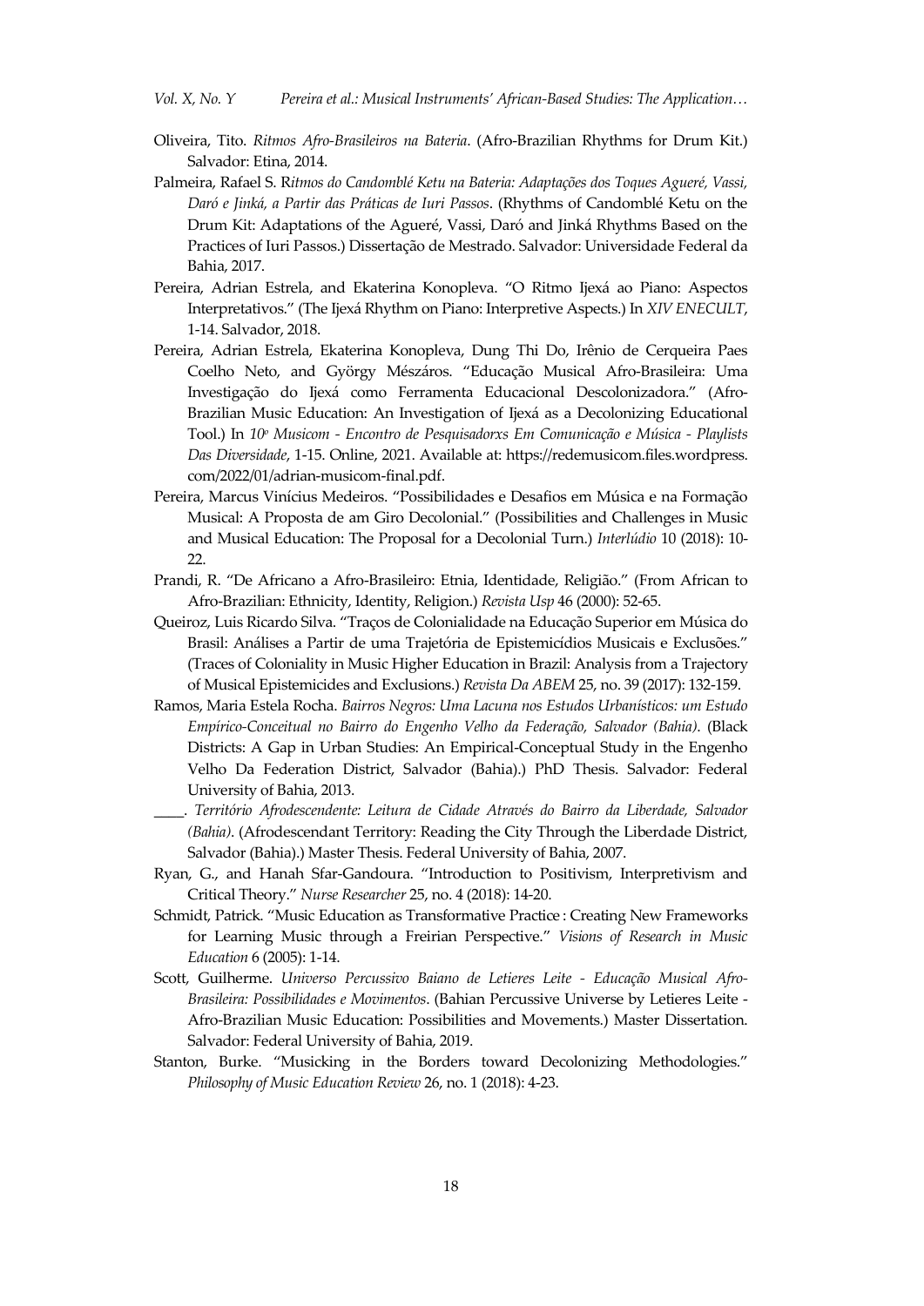Oliveira, Tito. *Ritmos Afro-Brasileiros na Bateria*. (Afro-Brazilian Rhythms for Drum Kit.) Salvador: Etina, 2014.

Palmeira, Rafael S. R*itmos do Candomblé Ketu na Bateria: Adaptações dos Toques Agueré, Vassi, Daró e Jinká, a Partir das Práticas de Iuri Passos*. (Rhythms of Candomblé Ketu on the Drum Kit: Adaptations of the Agueré, Vassi, Daró and Jinká Rhythms Based on the Practices of Iuri Passos.) Dissertação de Mestrado. Salvador: Universidade Federal da Bahia, 2017.

Pereira, Adrian Estrela, and Ekaterina Konopleva. "O Ritmo Ijexá ao Piano: Aspectos Interpretativos." (The Ijexá Rhythm on Piano: Interpretive Aspects.) In *XIV ENECULT*, 1-14. Salvador, 2018.

Pereira, Adrian Estrela, Ekaterina Konopleva, Dung Thi Do, Irênio de Cerqueira Paes Coelho Neto, and György Mészáros. "Educação Musical Afro-Brasileira: Uma Investigação do Ijexá como Ferramenta Educacional Descolonizadora." (Afro-Brazilian Music Education: An Investigation of Ijexá as a Decolonizing Educational Tool.) In *10º Musicom - Encontro de Pesquisadorxs Em Comunicação e Música - Playlists Das Diversidade*, 1-15. Online, 2021. Available at: https://redemusicom.files.wordpress.com/2022/01/adrian-musicom-final.pdf.

Pereira, Marcus Vinícius Medeiros. "Possibilidades e Desafios em Música e na Formação Musical: A Proposta de am Giro Decolonial." (Possibilities and Challenges in Music and Musical Education: The Proposal for a Decolonial Turn.) *Interlúdio* 10 (2018): 10-22.

Prandi, R. "De Africano a Afro-Brasileiro: Etnia, Identidade, Religião." (From African to Afro-Brazilian: Ethnicity, Identity, Religion.) *Revista Usp* 46 (2000): 52-65.

Queiroz, Luis Ricardo Silva. "Traços de Colonialidade na Educação Superior em Música do Brasil: Análises a Partir de uma Trajetória de Epistemicídios Musicais e Exclusões." (Traces of Coloniality in Music Higher Education in Brazil: Analysis from a Trajectory of Musical Epistemicides and Exclusions.) *Revista Da ABEM* 25, no. 39 (2017): 132-159.

Ramos, Maria Estela Rocha. *Bairros Negros: Uma Lacuna nos Estudos Urbanísticos: um Estudo Empírico-Conceitual no Bairro do Engenho Velho da Federação, Salvador (Bahia)*. (Black Districts: A Gap in Urban Studies: An Empirical-Conceptual Study in the Engenho Velho Da Federation District, Salvador (Bahia).) PhD Thesis. Salvador: Federal University of Bahia, 2013.

\_\_\_\_. *Território Afrodescendente: Leitura de Cidade Através do Bairro da Liberdade, Salvador (Bahia)*. (Afrodescendant Territory: Reading the City Through the Liberdade District, Salvador (Bahia).) Master Thesis. Federal University of Bahia, 2007.

Ryan, G., and Hanah Sfar-Gandoura. "Introduction to Positivism, Interpretivism and Critical Theory." *Nurse Researcher* 25, no. 4 (2018): 14-20.

Schmidt, Patrick. "Music Education as Transformative Practice : Creating New Frameworks for Learning Music through a Freirian Perspective." *Visions of Research in Music Education* 6 (2005): 1-14.

Scott, Guilherme. *Universo Percussivo Baiano de Letieres Leite - Educação Musical Afro-Brasileira: Possibilidades e Movimentos*. (Bahian Percussive Universe by Letieres Leite - Afro-Brazilian Music Education: Possibilities and Movements.) Master Dissertation. Salvador: Federal University of Bahia, 2019.

Stanton, Burke. "Musicking in the Borders toward Decolonizing Methodologies." *Philosophy of Music Education Review* 26, no. 1 (2018): 4-23.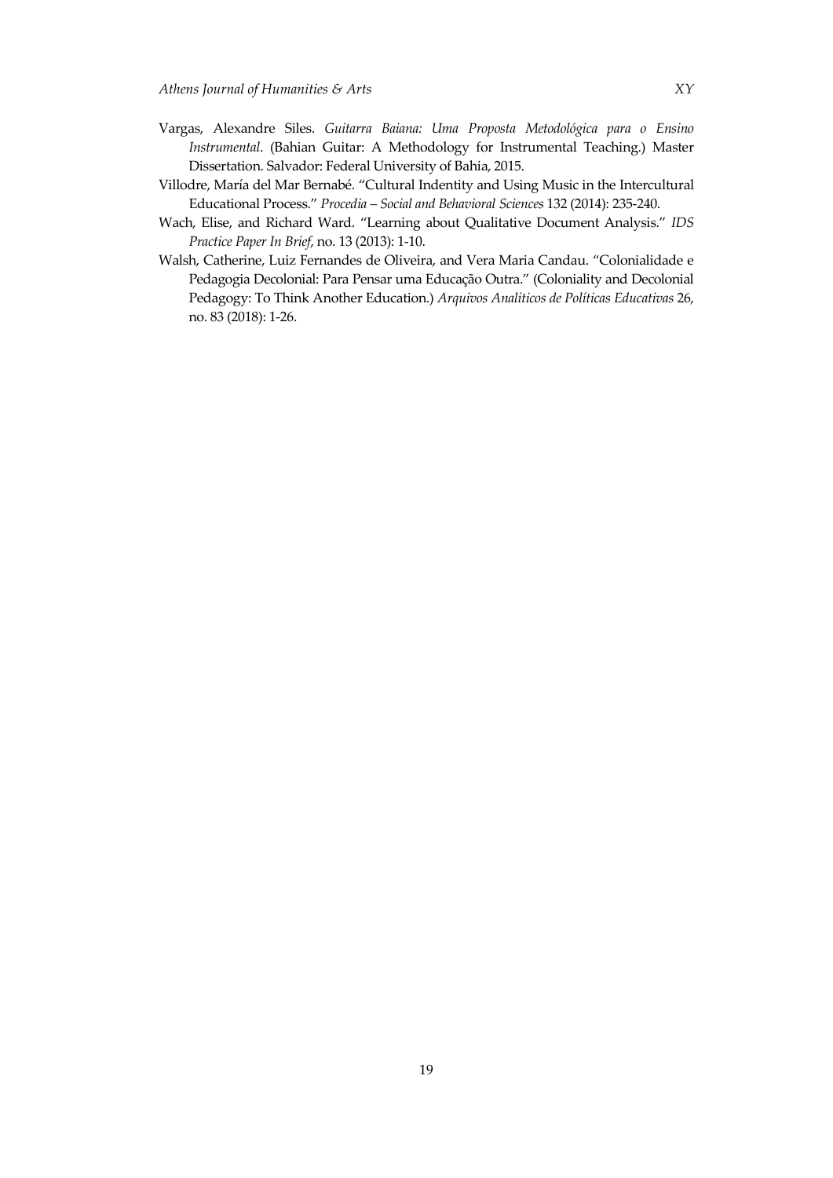Vargas, Alexandre Siles. *Guitarra Baiana: Uma Proposta Metodológica para o Ensino Instrumental*. (Bahian Guitar: A Methodology for Instrumental Teaching.) Master Dissertation. Salvador: Federal University of Bahia, 2015.

Villodre, María del Mar Bernabé. "Cultural Indentity and Using Music in the Intercultural Educational Process." *Procedia – Social and Behavioral Sciences* 132 (2014): 235-240.

Wach, Elise, and Richard Ward. "Learning about Qualitative Document Analysis." *IDS Practice Paper In Brief*, no. 13 (2013): 1-10.

Walsh, Catherine, Luiz Fernandes de Oliveira, and Vera Maria Candau. "Colonialidade e Pedagogia Decolonial: Para Pensar uma Educação Outra." (Coloniality and Decolonial Pedagogy: To Think Another Education.) *Arquivos Analíticos de Políticas Educativas* 26, no. 83 (2018): 1-26.